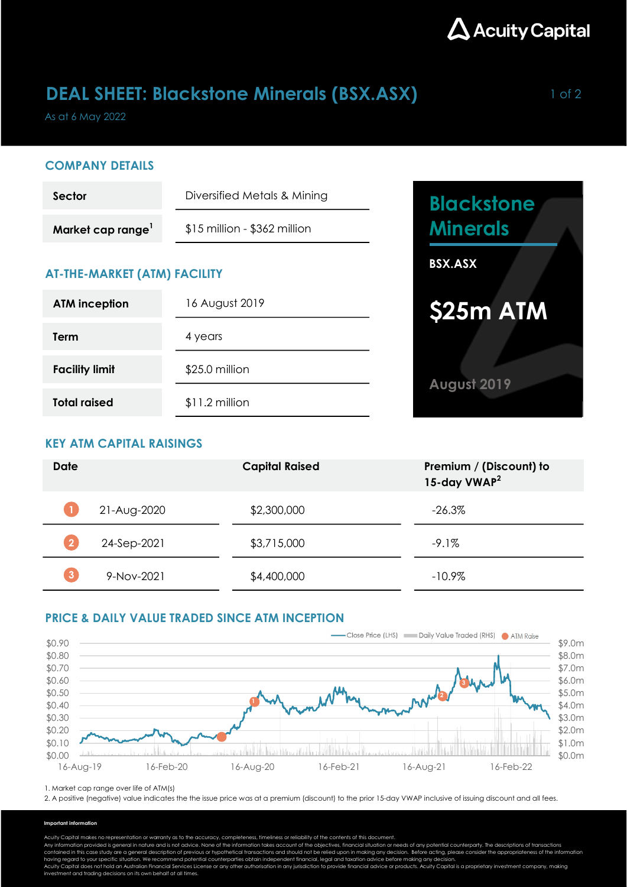Acuity Capital

# DEAL SHEET: Blackstone Minerals (BSX.ASX)

As at 6 May 2022

## COMPANY DETAILS

| | |
|---|---|
| **Sector** | Diversified Metals & Mining |
| **Market cap range**[1] | $15 million - $362 million |

## AT-THE-MARKET (ATM) FACILITY

| | |
|---|---|
| **ATM inception** | 16 August 2019 |
| **Term** | 4 years |
| **Facility limit** | $25.0 million |
| **Total raised** | $11.2 million |

**Blackstone Minerals**

**BSX.ASX**

**$25m ATM**

August 2019

## KEY ATM CAPITAL RAISINGS

| | Date | Capital Raised | Premium / (Discount) to 15-day VWAP[2] |
|---|---|---|---|
| 1 | 21-Aug-2020 | $2,300,000 | -26.3% |
| 2 | 24-Sep-2021 | $3,715,000 | -9.1% |
| 3 | 9-Nov-2021 | $4,400,000 | -10.9% |

## PRICE & DAILY VALUE TRADED SINCE ATM INCEPTION

Close Price (LHS) | Daily Value Traded (RHS) | ATM Raise

1. Market cap range over life of ATM(s)
2. A positive (negative) value indicates the the issue price was at a premium (discount) to the prior 15-day VWAP inclusive of issuing discount and all fees.

**Important information**

Acuity Capital makes no representation or warranty as to the accuracy, completeness, timeliness or reliability of the contents of this document.
Any information provided is general in nature and is not advice. None of the information takes account of the objectives, financial situation or needs of any potential counterparty. The descriptions of transactions contained in this case study are a general description of previous or hypothetical transactions and should not be relied upon in making any decision. Before acting, please consider the appropriateness of the information having regard to your specific situation. We recommend potential counterparties obtain independent financial, legal and taxation advice before making any decision.
Acuity Capital does not hold an Australian Financial Services License or any other authorisation in any jurisdiction to provide financial advice or products. Acuity Capital is a proprietary investment company, making investment and trading decisions on its own behalf at all times.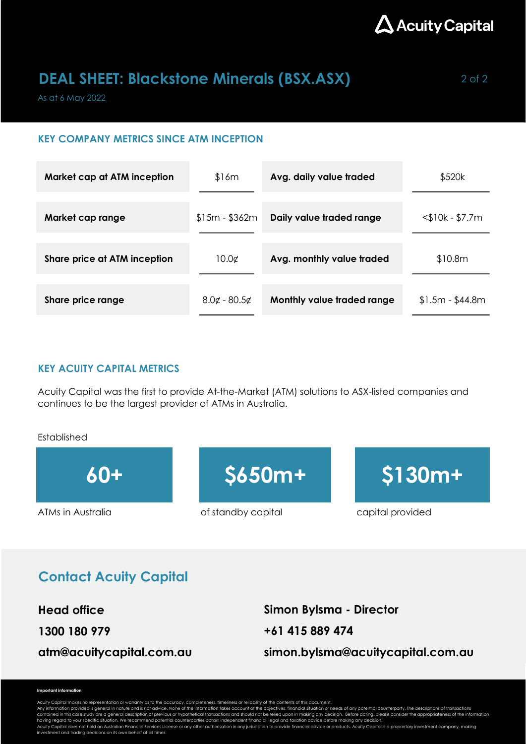Acuity Capital

# DEAL SHEET: Blackstone Minerals (BSX.ASX)

As at 6 May 2022

## KEY COMPANY METRICS SINCE ATM INCEPTION

| | | | |
|---|---|---|---|
| **Market cap at ATM inception** | $16m | **Avg. daily value traded** | $520k |
| **Market cap range** | $15m - $362m | **Daily value traded range** | <$10k - $7.7m |
| **Share price at ATM inception** | 10.0¢ | **Avg. monthly value traded** | $10.8m |
| **Share price range** | 8.0¢ - 80.5¢ | **Monthly value traded range** | $1.5m - $44.8m |

## KEY ACUITY CAPITAL METRICS

Acuity Capital was the first to provide At-the-Market (ATM) solutions to ASX-listed companies and continues to be the largest provider of ATMs in Australia.

Established

**60+**

ATMs in Australia

**$650m+**

of standby capital

**$130m+**

capital provided

## Contact Acuity Capital

**Head office**

**1300 180 979**

**atm@acuitycapital.com.au**

**Simon Bylsma - Director**

**+61 415 889 474**

**simon.bylsma@acuitycapital.com.au**

**Important information**

Acuity Capital makes no representation or warranty as to the accuracy, completeness, timeliness or reliability of the contents of this document.
Any information provided is general in nature and is not advice. None of the information takes account of the objectives, financial situation or needs of any potential counterparty. The descriptions of transactions contained in this case study are a general description of previous or hypothetical transactions and should not be relied upon in making any decision. Before acting, please consider the appropriateness of the information having regard to your specific situation. We recommend potential counterparties obtain independent financial, legal and taxation advice before making any decision.
Acuity Capital does not hold an Australian Financial Services License or any other authorisation in any jurisdiction to provide financial advice or products. Acuity Capital is a proprietary investment company, making investment and trading decisions on its own behalf at all times.